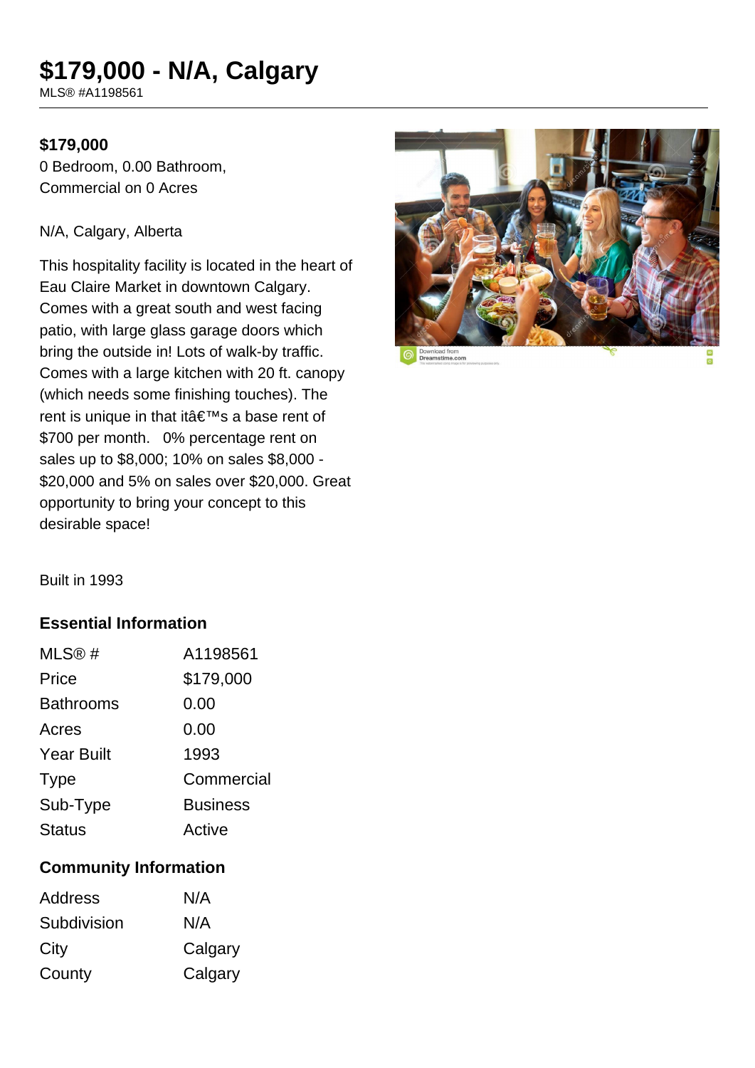# $179,000 - N/A, Calgary

MLS® #A1198561

**$179,000**

0 Bedroom, 0.00 Bathroom, Commercial on 0 Acres

N/A, Calgary, Alberta

This hospitality facility is located in the heart of Eau Claire Market in downtown Calgary. Comes with a great south and west facing patio, with large glass garage doors which bring the outside in! Lots of walk-by traffic. Comes with a large kitchen with 20 ft. canopy (which needs some finishing touches). The rent is unique in that itâ€™s a base rent of $700 per month.   0% percentage rent on sales up to $8,000; 10% on sales $8,000 - $20,000 and 5% on sales over $20,000. Great opportunity to bring your concept to this desirable space!

Built in 1993

### Essential Information

| | |
|---|---|
| MLS® # | A1198561 |
| Price | $179,000 |
| Bathrooms | 0.00 |
| Acres | 0.00 |
| Year Built | 1993 |
| Type | Commercial |
| Sub-Type | Business |
| Status | Active |

### Community Information

| | |
|---|---|
| Address | N/A |
| Subdivision | N/A |
| City | Calgary |
| County | Calgary |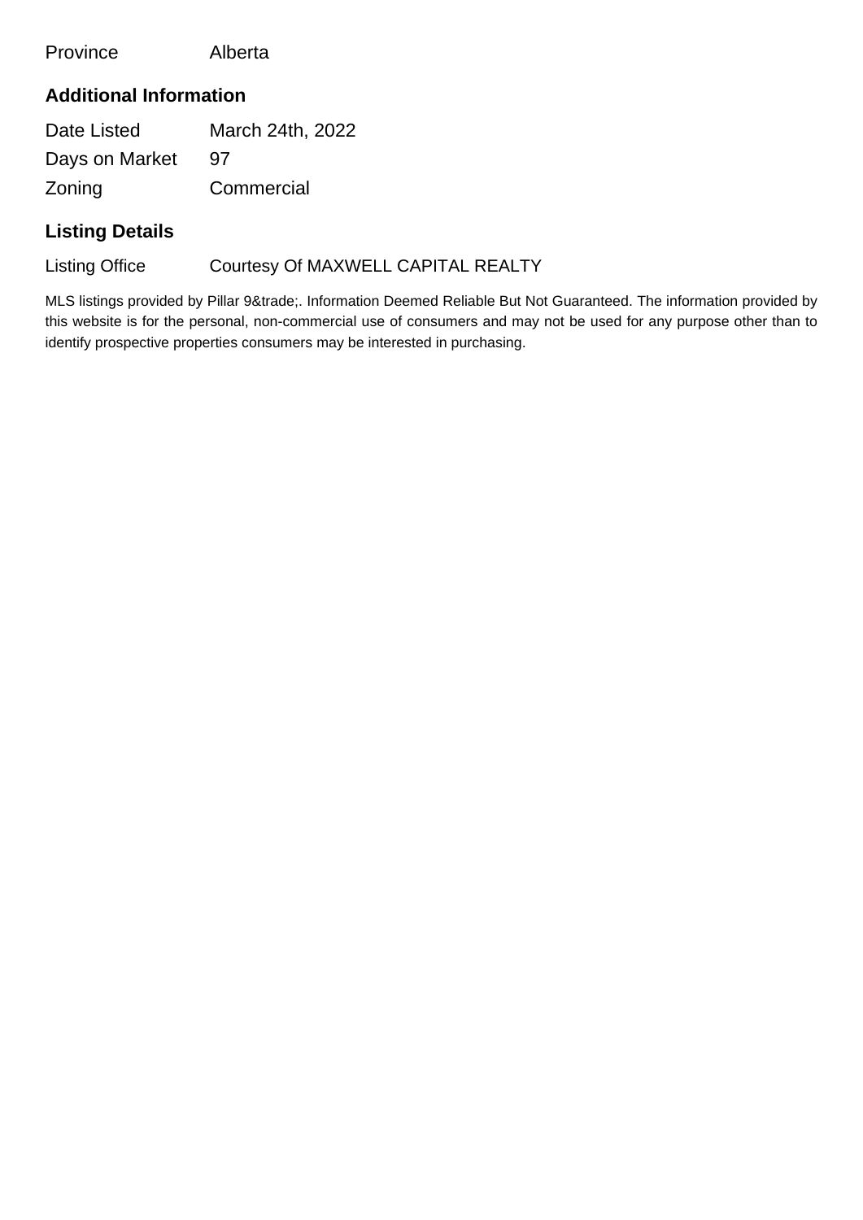| | |
|---|---|
| Province | Alberta |

## Additional Information

| | |
|---|---|
| Date Listed | March 24th, 2022 |
| Days on Market | 97 |
| Zoning | Commercial |

## Listing Details

| | |
|---|---|
| Listing Office | Courtesy Of MAXWELL CAPITAL REALTY |

MLS listings provided by Pillar 9&trade;. Information Deemed Reliable But Not Guaranteed. The information provided by this website is for the personal, non-commercial use of consumers and may not be used for any purpose other than to identify prospective properties consumers may be interested in purchasing.